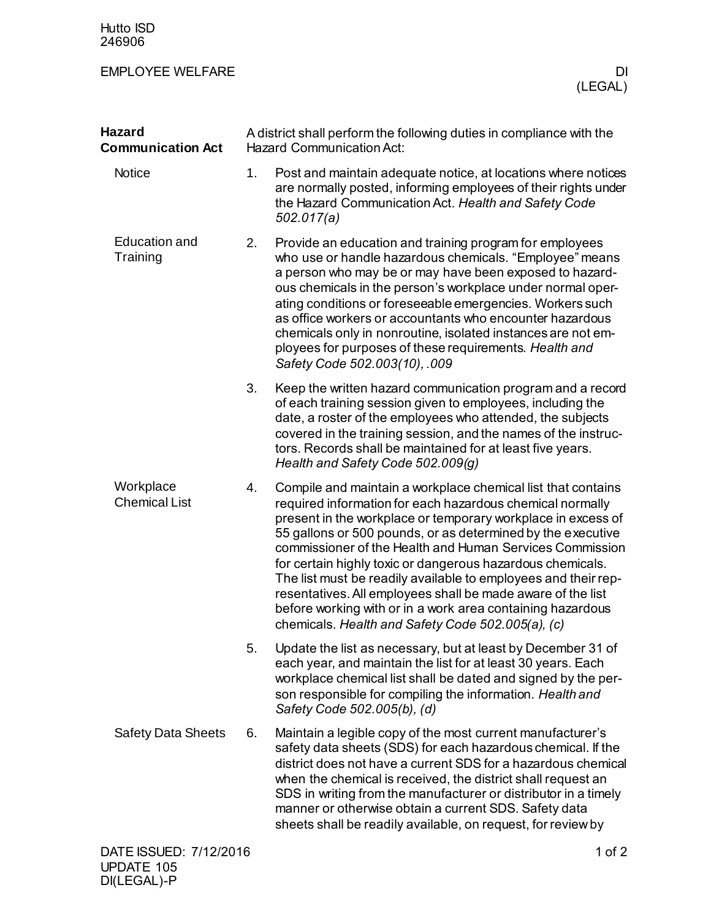## Hazard Communication Act

A district shall perform the following duties in compliance with the Hazard Communication Act:

### Notice

1. Post and maintain adequate notice, at locations where notices are normally posted, informing employees of their rights under the Hazard Communication Act. *Health and Safety Code 502.017(a)*

### Education and Training

2. Provide an education and training program for employees who use or handle hazardous chemicals. "Employee" means a person who may be or may have been exposed to hazardous chemicals in the person's workplace under normal operating conditions or foreseeable emergencies. Workers such as office workers or accountants who encounter hazardous chemicals only in nonroutine, isolated instances are not employees for purposes of these requirements. *Health and Safety Code 502.003(10), .009*

3. Keep the written hazard communication program and a record of each training session given to employees, including the date, a roster of the employees who attended, the subjects covered in the training session, and the names of the instructors. Records shall be maintained for at least five years. *Health and Safety Code 502.009(g)*

### Workplace Chemical List

4. Compile and maintain a workplace chemical list that contains required information for each hazardous chemical normally present in the workplace or temporary workplace in excess of 55 gallons or 500 pounds, or as determined by the executive commissioner of the Health and Human Services Commission for certain highly toxic or dangerous hazardous chemicals. The list must be readily available to employees and their representatives. All employees shall be made aware of the list before working with or in a work area containing hazardous chemicals. *Health and Safety Code 502.005(a), (c)*

5. Update the list as necessary, but at least by December 31 of each year, and maintain the list for at least 30 years. Each workplace chemical list shall be dated and signed by the person responsible for compiling the information. *Health and Safety Code 502.005(b), (d)*

### Safety Data Sheets

6. Maintain a legible copy of the most current manufacturer's safety data sheets (SDS) for each hazardous chemical. If the district does not have a current SDS for a hazardous chemical when the chemical is received, the district shall request an SDS in writing from the manufacturer or distributor in a timely manner or otherwise obtain a current SDS. Safety data sheets shall be readily available, on request, for review by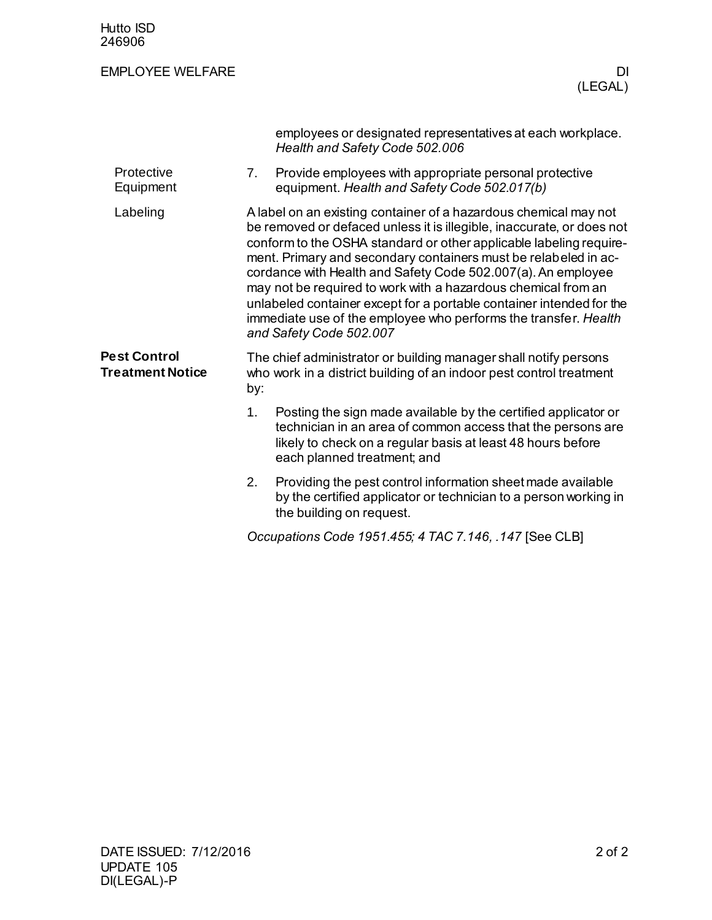employees or designated representatives at each workplace. *Health and Safety Code 502.006*

**Protective Equipment**

7. Provide employees with appropriate personal protective equipment. *Health and Safety Code 502.017(b)*

**Labeling**

A label on an existing container of a hazardous chemical may not be removed or defaced unless it is illegible, inaccurate, or does not conform to the OSHA standard or other applicable labeling requirement. Primary and secondary containers must be relabeled in accordance with Health and Safety Code 502.007(a). An employee may not be required to work with a hazardous chemical from an unlabeled container except for a portable container intended for the immediate use of the employee who performs the transfer. *Health and Safety Code 502.007*

## Pest Control Treatment Notice

The chief administrator or building manager shall notify persons who work in a district building of an indoor pest control treatment by:

1. Posting the sign made available by the certified applicator or technician in an area of common access that the persons are likely to check on a regular basis at least 48 hours before each planned treatment; and
2. Providing the pest control information sheet made available by the certified applicator or technician to a person working in the building on request.

*Occupations Code 1951.455; 4 TAC 7.146, .147* [See CLB]